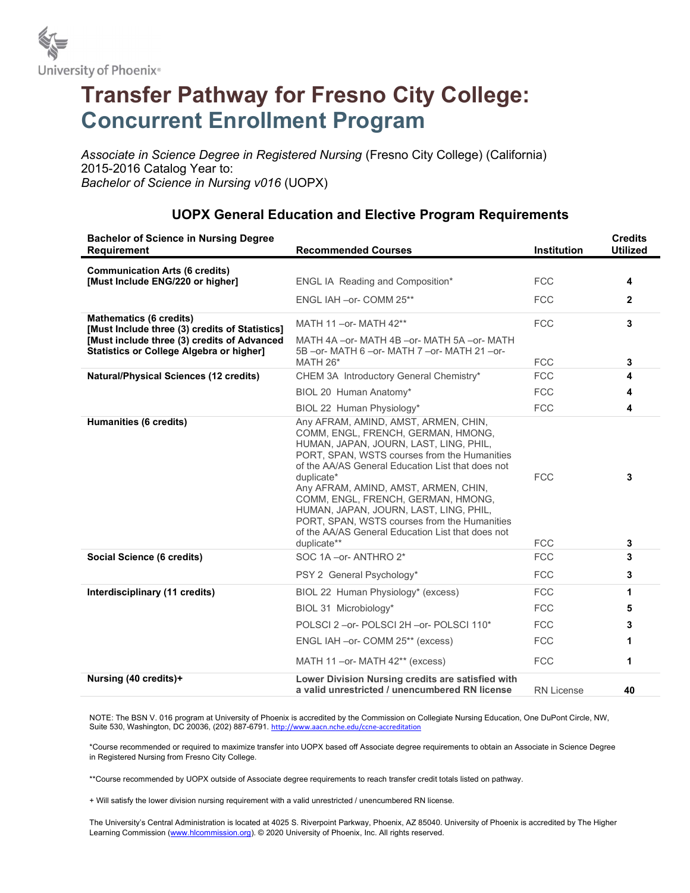University of Phoenix®

# Transfer Pathway for Fresno City College: Concurrent Enrollment Program

*Associate in Science Degree in Registered Nursing* (Fresno City College) (California)
2015-2016 Catalog Year to:
*Bachelor of Science in Nursing v016* (UOPX)

## UOPX General Education and Elective Program Requirements

| Bachelor of Science in Nursing Degree Requirement | Recommended Courses | Institution | Credits Utilized |
|---|---|---|---|
| **Communication Arts (6 credits) [Must Include ENG/220 or higher]** | ENGL IA Reading and Composition* | FCC | **4** |
| | ENGL IAH –or- COMM 25** | FCC | **2** |
| **Mathematics (6 credits) [Must Include three (3) credits of Statistics] [Must include three (3) credits of Advanced Statistics or College Algebra or higher]** | MATH 11 –or- MATH 42** | FCC | **3** |
| | MATH 4A –or- MATH 4B –or- MATH 5A –or- MATH 5B –or- MATH 6 –or- MATH 7 –or- MATH 21 –or- MATH 26* | FCC | **3** |
| **Natural/Physical Sciences (12 credits)** | CHEM 3A Introductory General Chemistry* | FCC | **4** |
| | BIOL 20 Human Anatomy* | FCC | **4** |
| | BIOL 22 Human Physiology* | FCC | **4** |
| **Humanities (6 credits)** | Any AFRAM, AMIND, AMST, ARMEN, CHIN, COMM, ENGL, FRENCH, GERMAN, HMONG, HUMAN, JAPAN, JOURN, LAST, LING, PHIL, PORT, SPAN, WSTS courses from the Humanities of the AA/AS General Education List that does not duplicate* | FCC | **3** |
| | Any AFRAM, AMIND, AMST, ARMEN, CHIN, COMM, ENGL, FRENCH, GERMAN, HMONG, HUMAN, JAPAN, JOURN, LAST, LING, PHIL, PORT, SPAN, WSTS courses from the Humanities of the AA/AS General Education List that does not duplicate** | FCC | **3** |
| **Social Science (6 credits)** | SOC 1A –or- ANTHRO 2* | FCC | **3** |
| | PSY 2 General Psychology* | FCC | **3** |
| **Interdisciplinary (11 credits)** | BIOL 22 Human Physiology* (excess) | FCC | **1** |
| | BIOL 31 Microbiology* | FCC | **5** |
| | POLSCI 2 –or- POLSCI 2H –or- POLSCI 110* | FCC | **3** |
| | ENGL IAH –or- COMM 25** (excess) | FCC | **1** |
| | MATH 11 –or- MATH 42** (excess) | FCC | **1** |
| **Nursing (40 credits)+** | **Lower Division Nursing credits are satisfied with a valid unrestricted / unencumbered RN license** | RN License | **40** |

NOTE: The BSN V. 016 program at University of Phoenix is accredited by the Commission on Collegiate Nursing Education, One DuPont Circle, NW, Suite 530, Washington, DC 20036, (202) 887-6791. http://www.aacn.nche.edu/ccne-accreditation

*Course recommended or required to maximize transfer into UOPX based off Associate degree requirements to obtain an Associate in Science Degree in Registered Nursing from Fresno City College.

**Course recommended by UOPX outside of Associate degree requirements to reach transfer credit totals listed on pathway.

+ Will satisfy the lower division nursing requirement with a valid unrestricted / unencumbered RN license.

The University's Central Administration is located at 4025 S. Riverpoint Parkway, Phoenix, AZ 85040. University of Phoenix is accredited by The Higher Learning Commission (www.hlcommission.org). © 2020 University of Phoenix, Inc. All rights reserved.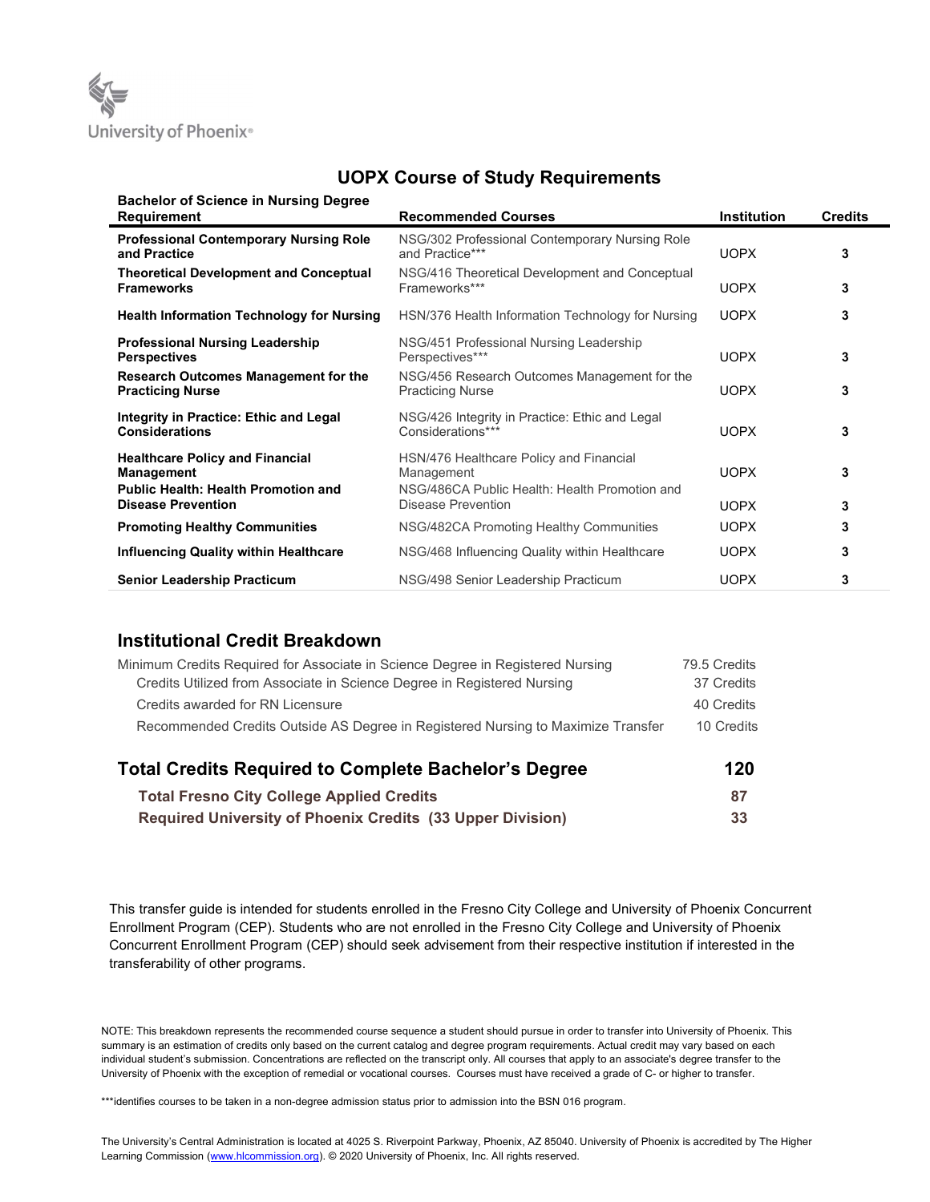University of Phoenix®

## UOPX Course of Study Requirements

| Bachelor of Science in Nursing Degree Requirement | Recommended Courses | Institution | Credits |
|---|---|---|---|
| **Professional Contemporary Nursing Role and Practice** | NSG/302 Professional Contemporary Nursing Role and Practice*** | UOPX | 3 |
| **Theoretical Development and Conceptual Frameworks** | NSG/416 Theoretical Development and Conceptual Frameworks*** | UOPX | 3 |
| **Health Information Technology for Nursing** | HSN/376 Health Information Technology for Nursing | UOPX | 3 |
| **Professional Nursing Leadership Perspectives** | NSG/451 Professional Nursing Leadership Perspectives*** | UOPX | 3 |
| **Research Outcomes Management for the Practicing Nurse** | NSG/456 Research Outcomes Management for the Practicing Nurse | UOPX | 3 |
| **Integrity in Practice: Ethic and Legal Considerations** | NSG/426 Integrity in Practice: Ethic and Legal Considerations*** | UOPX | 3 |
| **Healthcare Policy and Financial Management** | HSN/476 Healthcare Policy and Financial Management | UOPX | 3 |
| **Public Health: Health Promotion and Disease Prevention** | NSG/486CA Public Health: Health Promotion and Disease Prevention | UOPX | 3 |
| **Promoting Healthy Communities** | NSG/482CA Promoting Healthy Communities | UOPX | 3 |
| **Influencing Quality within Healthcare** | NSG/468 Influencing Quality within Healthcare | UOPX | 3 |
| **Senior Leadership Practicum** | NSG/498 Senior Leadership Practicum | UOPX | 3 |

### Institutional Credit Breakdown

| | |
|---|---|
| Minimum Credits Required for Associate in Science Degree in Registered Nursing | 79.5 Credits |
| Credits Utilized from Associate in Science Degree in Registered Nursing | 37 Credits |
| Credits awarded for RN Licensure | 40 Credits |
| Recommended Credits Outside AS Degree in Registered Nursing to Maximize Transfer | 10 Credits |
| **Total Credits Required to Complete Bachelor's Degree** | **120** |
| **Total Fresno City College Applied Credits** | **87** |
| **Required University of Phoenix Credits (33 Upper Division)** | **33** |

This transfer guide is intended for students enrolled in the Fresno City College and University of Phoenix Concurrent Enrollment Program (CEP). Students who are not enrolled in the Fresno City College and University of Phoenix Concurrent Enrollment Program (CEP) should seek advisement from their respective institution if interested in the transferability of other programs.

NOTE: This breakdown represents the recommended course sequence a student should pursue in order to transfer into University of Phoenix. This summary is an estimation of credits only based on the current catalog and degree program requirements. Actual credit may vary based on each individual student's submission. Concentrations are reflected on the transcript only. All courses that apply to an associate's degree transfer to the University of Phoenix with the exception of remedial or vocational courses. Courses must have received a grade of C- or higher to transfer.

***identifies courses to be taken in a non-degree admission status prior to admission into the BSN 016 program.

The University's Central Administration is located at 4025 S. Riverpoint Parkway, Phoenix, AZ 85040. University of Phoenix is accredited by The Higher Learning Commission (www.hlcommission.org). © 2020 University of Phoenix, Inc. All rights reserved.